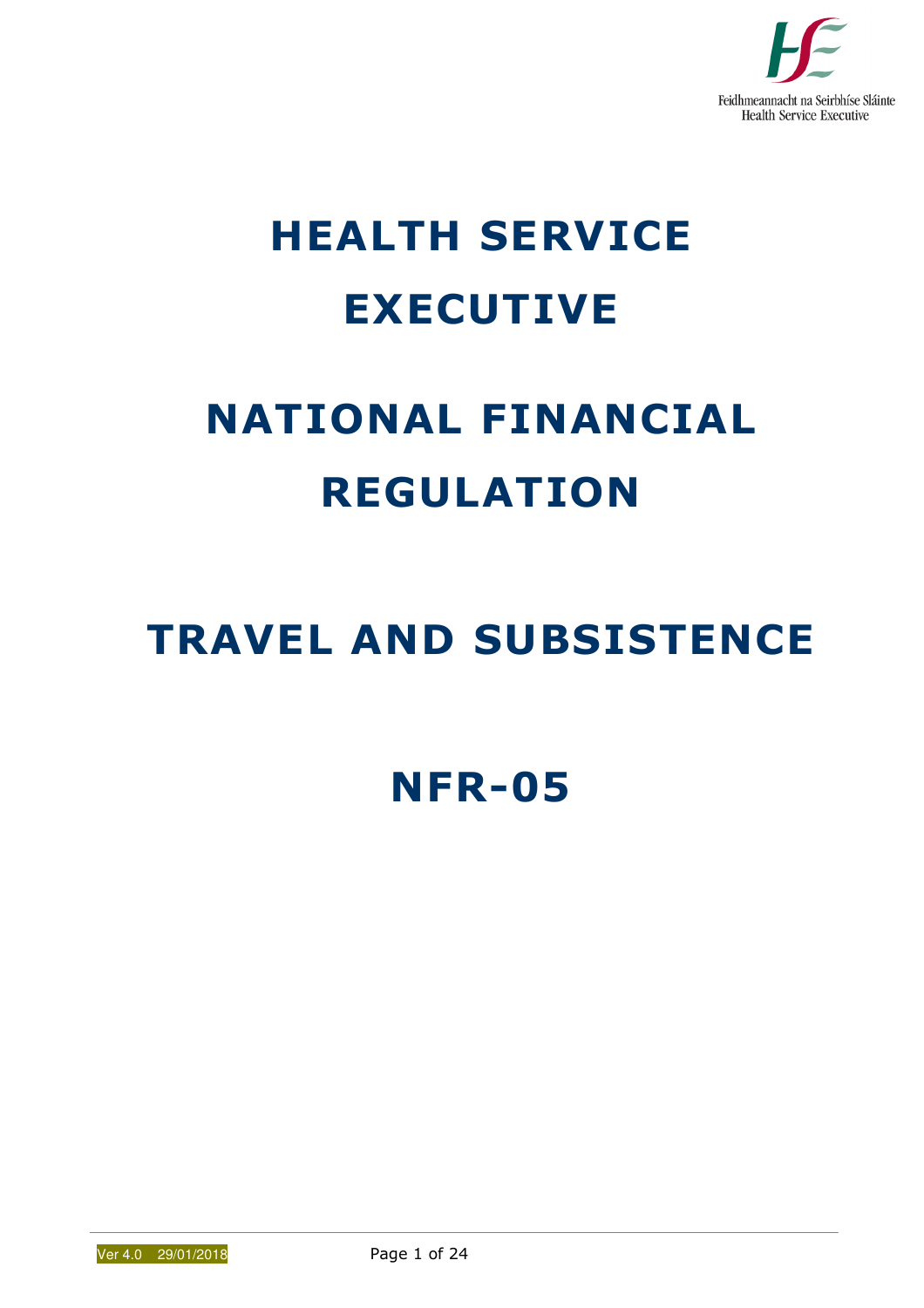Feidhmeannacht na Seirbhíse Sláinte
Health Service Executive

# HEALTH SERVICE EXECUTIVE

# NATIONAL FINANCIAL REGULATION

# TRAVEL AND SUBSISTENCE

# NFR-05

Ver 4.0 29/01/2018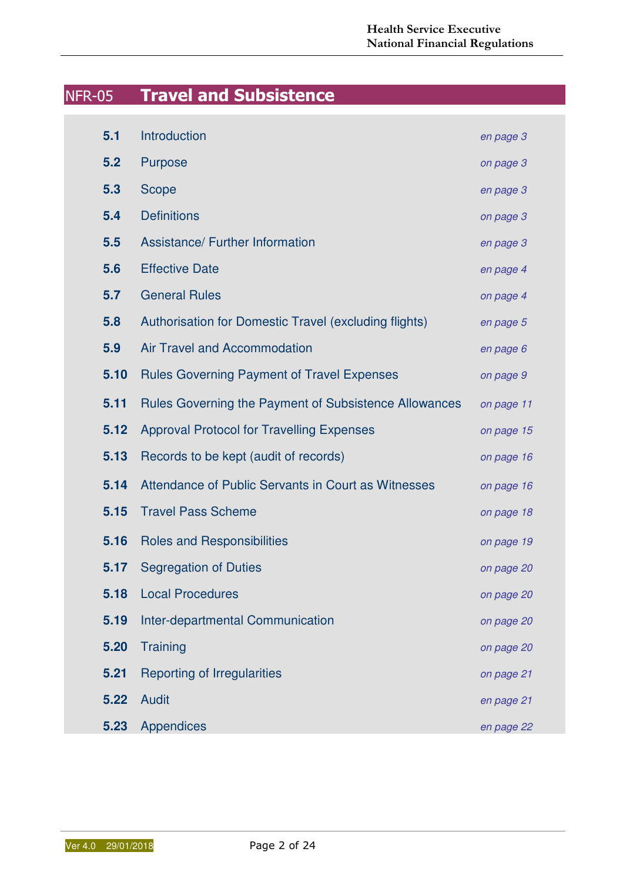# NFR-05 Travel and Subsistence

| | | |
|---|---|---|
| **5.1** | Introduction | *en page 3* |
| **5.2** | Purpose | *on page 3* |
| **5.3** | Scope | *en page 3* |
| **5.4** | Definitions | *on page 3* |
| **5.5** | Assistance/ Further Information | *en page 3* |
| **5.6** | Effective Date | *en page 4* |
| **5.7** | General Rules | *on page 4* |
| **5.8** | Authorisation for Domestic Travel (excluding flights) | *en page 5* |
| **5.9** | Air Travel and Accommodation | *en page 6* |
| **5.10** | Rules Governing Payment of Travel Expenses | *on page 9* |
| **5.11** | Rules Governing the Payment of Subsistence Allowances | *on page 11* |
| **5.12** | Approval Protocol for Travelling Expenses | *on page 15* |
| **5.13** | Records to be kept (audit of records) | *on page 16* |
| **5.14** | Attendance of Public Servants in Court as Witnesses | *on page 16* |
| **5.15** | Travel Pass Scheme | *on page 18* |
| **5.16** | Roles and Responsibilities | *on page 19* |
| **5.17** | Segregation of Duties | *on page 20* |
| **5.18** | Local Procedures | *on page 20* |
| **5.19** | Inter-departmental Communication | *on page 20* |
| **5.20** | Training | *on page 20* |
| **5.21** | Reporting of Irregularities | *on page 21* |
| **5.22** | Audit | *en page 21* |
| **5.23** | Appendices | *en page 22* |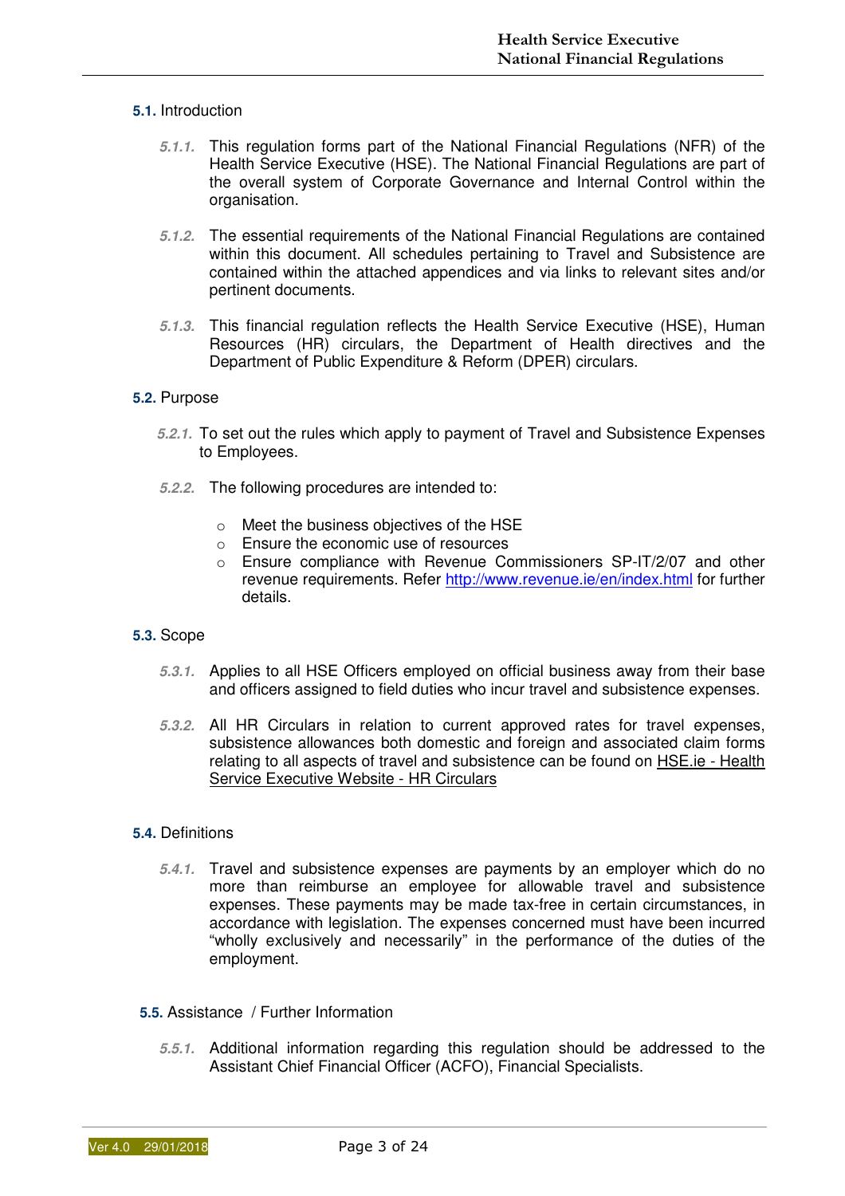## 5.1. Introduction

*5.1.1.* This regulation forms part of the National Financial Regulations (NFR) of the Health Service Executive (HSE). The National Financial Regulations are part of the overall system of Corporate Governance and Internal Control within the organisation.

*5.1.2.* The essential requirements of the National Financial Regulations are contained within this document. All schedules pertaining to Travel and Subsistence are contained within the attached appendices and via links to relevant sites and/or pertinent documents.

*5.1.3.* This financial regulation reflects the Health Service Executive (HSE), Human Resources (HR) circulars, the Department of Health directives and the Department of Public Expenditure & Reform (DPER) circulars.

## 5.2. Purpose

*5.2.1.* To set out the rules which apply to payment of Travel and Subsistence Expenses to Employees.

*5.2.2.* The following procedures are intended to:

- Meet the business objectives of the HSE
- Ensure the economic use of resources
- Ensure compliance with Revenue Commissioners SP-IT/2/07 and other revenue requirements. Refer http://www.revenue.ie/en/index.html for further details.

## 5.3. Scope

*5.3.1.* Applies to all HSE Officers employed on official business away from their base and officers assigned to field duties who incur travel and subsistence expenses.

*5.3.2.* All HR Circulars in relation to current approved rates for travel expenses, subsistence allowances both domestic and foreign and associated claim forms relating to all aspects of travel and subsistence can be found on HSE.ie - Health Service Executive Website - HR Circulars

## 5.4. Definitions

*5.4.1.* Travel and subsistence expenses are payments by an employer which do no more than reimburse an employee for allowable travel and subsistence expenses. These payments may be made tax-free in certain circumstances, in accordance with legislation. The expenses concerned must have been incurred "wholly exclusively and necessarily" in the performance of the duties of the employment.

## 5.5. Assistance / Further Information

*5.5.1.* Additional information regarding this regulation should be addressed to the Assistant Chief Financial Officer (ACFO), Financial Specialists.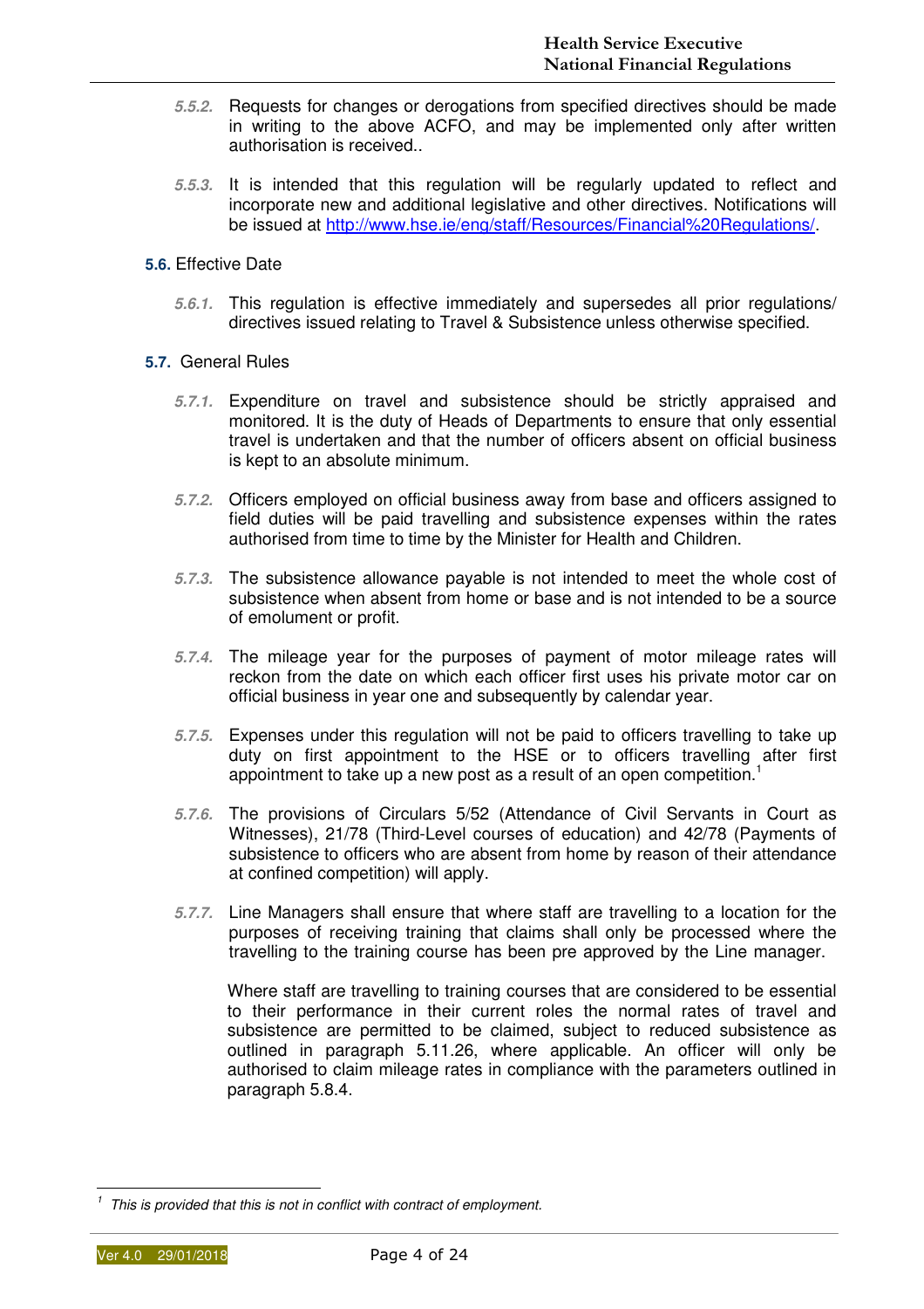*5.5.2.* Requests for changes or derogations from specified directives should be made in writing to the above ACFO, and may be implemented only after written authorisation is received..

*5.5.3.* It is intended that this regulation will be regularly updated to reflect and incorporate new and additional legislative and other directives. Notifications will be issued at [http://www.hse.ie/eng/staff/Resources/Financial%20Regulations/](http://www.hse.ie/eng/staff/Resources/Financial%20Regulations/).

### 5.6. Effective Date

*5.6.1.* This regulation is effective immediately and supersedes all prior regulations/ directives issued relating to Travel & Subsistence unless otherwise specified.

### 5.7. General Rules

*5.7.1.* Expenditure on travel and subsistence should be strictly appraised and monitored. It is the duty of Heads of Departments to ensure that only essential travel is undertaken and that the number of officers absent on official business is kept to an absolute minimum.

*5.7.2.* Officers employed on official business away from base and officers assigned to field duties will be paid travelling and subsistence expenses within the rates authorised from time to time by the Minister for Health and Children.

*5.7.3.* The subsistence allowance payable is not intended to meet the whole cost of subsistence when absent from home or base and is not intended to be a source of emolument or profit.

*5.7.4.* The mileage year for the purposes of payment of motor mileage rates will reckon from the date on which each officer first uses his private motor car on official business in year one and subsequently by calendar year.

*5.7.5.* Expenses under this regulation will not be paid to officers travelling to take up duty on first appointment to the HSE or to officers travelling after first appointment to take up a new post as a result of an open competition.[1]

*5.7.6.* The provisions of Circulars 5/52 (Attendance of Civil Servants in Court as Witnesses), 21/78 (Third-Level courses of education) and 42/78 (Payments of subsistence to officers who are absent from home by reason of their attendance at confined competition) will apply.

*5.7.7.* Line Managers shall ensure that where staff are travelling to a location for the purposes of receiving training that claims shall only be processed where the travelling to the training course has been pre approved by the Line manager.

Where staff are travelling to training courses that are considered to be essential to their performance in their current roles the normal rates of travel and subsistence are permitted to be claimed, subject to reduced subsistence as outlined in paragraph 5.11.26, where applicable. An officer will only be authorised to claim mileage rates in compliance with the parameters outlined in paragraph 5.8.4.

---

[1] *This is provided that this is not in conflict with contract of employment.*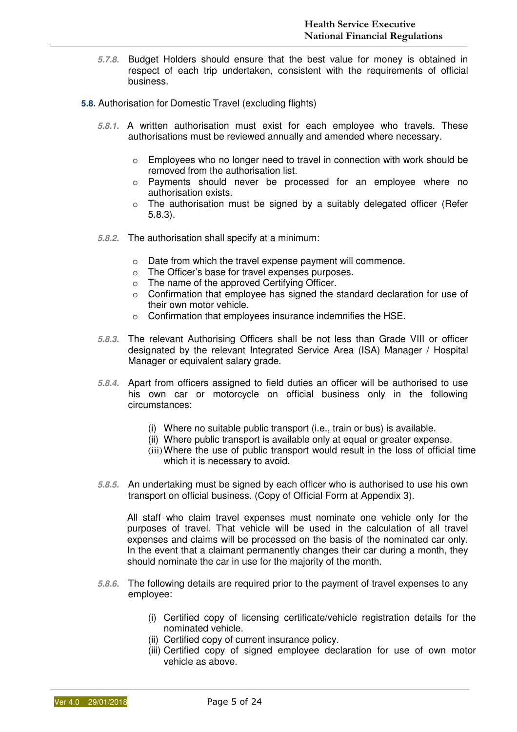*5.7.8.* Budget Holders should ensure that the best value for money is obtained in respect of each trip undertaken, consistent with the requirements of official business.

**5.8.** Authorisation for Domestic Travel (excluding flights)

*5.8.1.* A written authorisation must exist for each employee who travels. These authorisations must be reviewed annually and amended where necessary.

- Employees who no longer need to travel in connection with work should be removed from the authorisation list.
- Payments should never be processed for an employee where no authorisation exists.
- The authorisation must be signed by a suitably delegated officer (Refer 5.8.3).

*5.8.2.* The authorisation shall specify at a minimum:

- Date from which the travel expense payment will commence.
- The Officer's base for travel expenses purposes.
- The name of the approved Certifying Officer.
- Confirmation that employee has signed the standard declaration for use of their own motor vehicle.
- Confirmation that employees insurance indemnifies the HSE.

*5.8.3.* The relevant Authorising Officers shall be not less than Grade VIII or officer designated by the relevant Integrated Service Area (ISA) Manager / Hospital Manager or equivalent salary grade.

*5.8.4.* Apart from officers assigned to field duties an officer will be authorised to use his own car or motorcycle on official business only in the following circumstances:

(i) Where no suitable public transport (i.e., train or bus) is available.
(ii) Where public transport is available only at equal or greater expense.
(iii) Where the use of public transport would result in the loss of official time which it is necessary to avoid.

*5.8.5.* An undertaking must be signed by each officer who is authorised to use his own transport on official business. (Copy of Official Form at Appendix 3).

All staff who claim travel expenses must nominate one vehicle only for the purposes of travel. That vehicle will be used in the calculation of all travel expenses and claims will be processed on the basis of the nominated car only. In the event that a claimant permanently changes their car during a month, they should nominate the car in use for the majority of the month.

*5.8.6.* The following details are required prior to the payment of travel expenses to any employee:

(i) Certified copy of licensing certificate/vehicle registration details for the nominated vehicle.
(ii) Certified copy of current insurance policy.
(iii) Certified copy of signed employee declaration for use of own motor vehicle as above.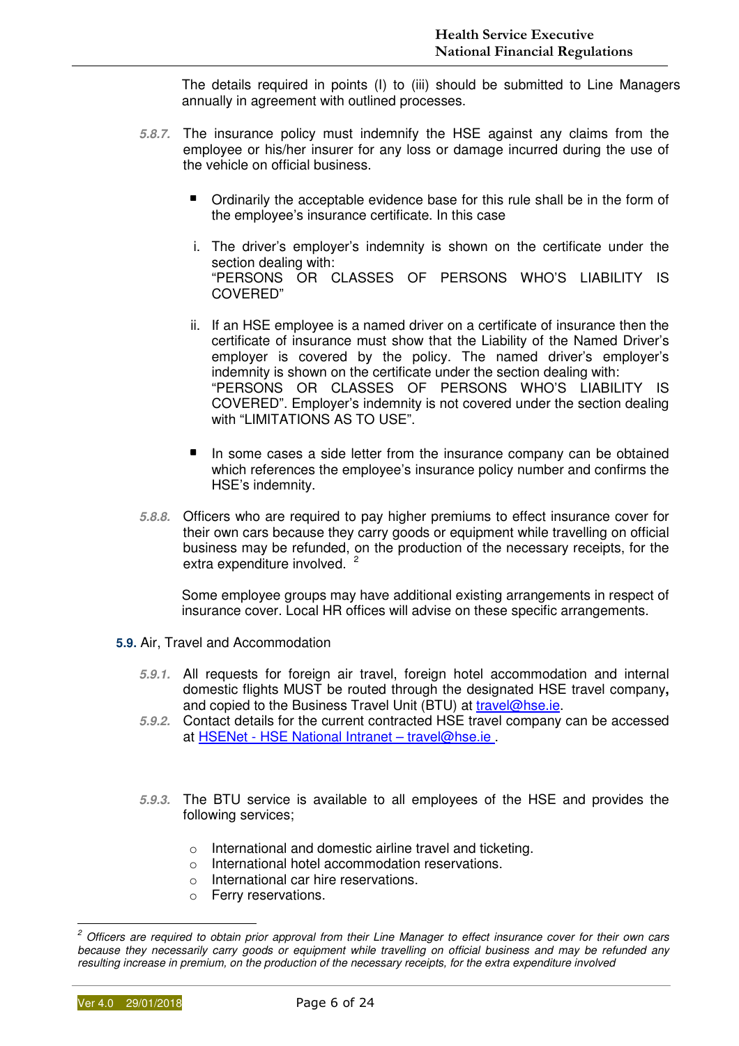The details required in points (I) to (iii) should be submitted to Line Managers annually in agreement with outlined processes.

*5.8.7.* The insurance policy must indemnify the HSE against any claims from the employee or his/her insurer for any loss or damage incurred during the use of the vehicle on official business.

- Ordinarily the acceptable evidence base for this rule shall be in the form of the employee's insurance certificate. In this case

  i. The driver's employer's indemnity is shown on the certificate under the section dealing with:
  "PERSONS OR CLASSES OF PERSONS WHO'S LIABILITY IS COVERED"

  ii. If an HSE employee is a named driver on a certificate of insurance then the certificate of insurance must show that the Liability of the Named Driver's employer is covered by the policy. The named driver's employer's indemnity is shown on the certificate under the section dealing with:
  "PERSONS OR CLASSES OF PERSONS WHO'S LIABILITY IS COVERED". Employer's indemnity is not covered under the section dealing with "LIMITATIONS AS TO USE".

- In some cases a side letter from the insurance company can be obtained which references the employee's insurance policy number and confirms the HSE's indemnity.

*5.8.8.* Officers who are required to pay higher premiums to effect insurance cover for their own cars because they carry goods or equipment while travelling on official business may be refunded, on the production of the necessary receipts, for the extra expenditure involved. [2]

Some employee groups may have additional existing arrangements in respect of insurance cover. Local HR offices will advise on these specific arrangements.

**5.9.** Air, Travel and Accommodation

*5.9.1.* All requests for foreign air travel, foreign hotel accommodation and internal domestic flights MUST be routed through the designated HSE travel company**,** and copied to the Business Travel Unit (BTU) at travel@hse.ie.

*5.9.2.* Contact details for the current contracted HSE travel company can be accessed at HSENet - HSE National Intranet – travel@hse.ie .

*5.9.3.* The BTU service is available to all employees of the HSE and provides the following services;

- International and domestic airline travel and ticketing.
- International hotel accommodation reservations.
- International car hire reservations.
- Ferry reservations.

[2] *Officers are required to obtain prior approval from their Line Manager to effect insurance cover for their own cars because they necessarily carry goods or equipment while travelling on official business and may be refunded any resulting increase in premium, on the production of the necessary receipts, for the extra expenditure involved*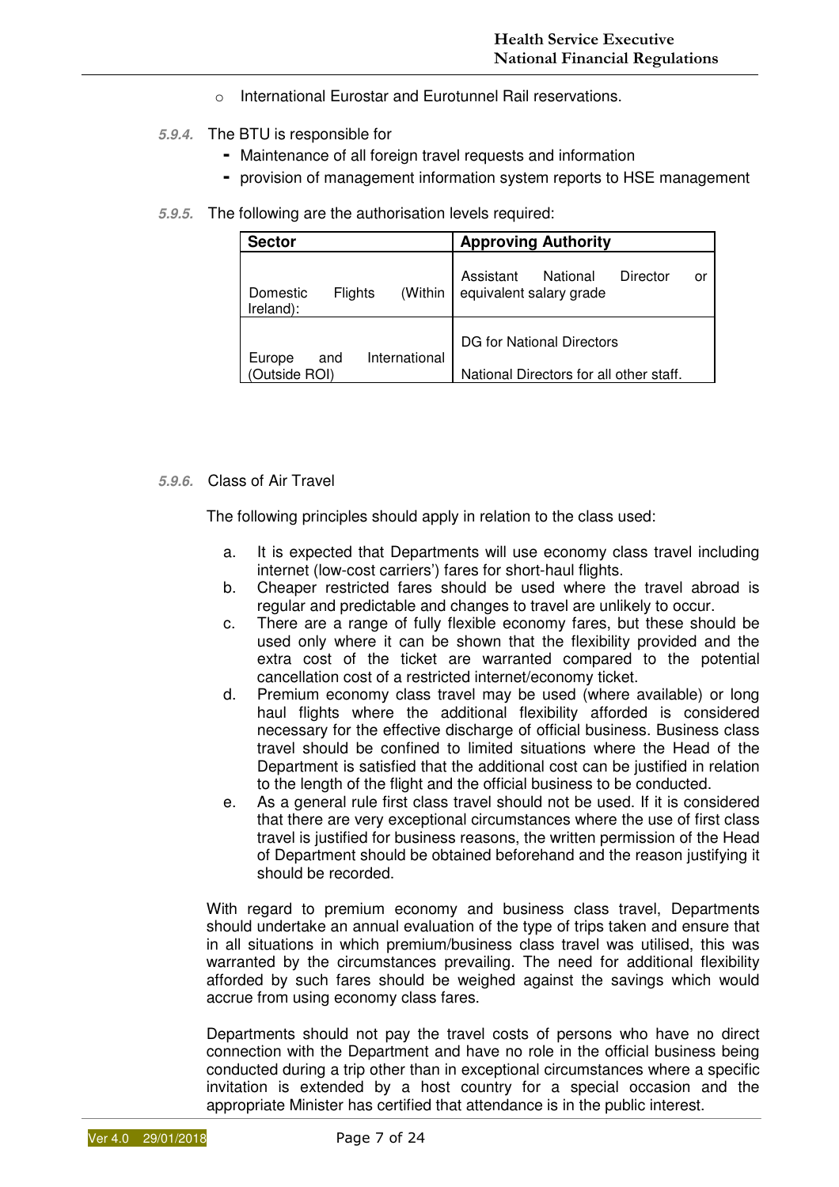- International Eurostar and Eurotunnel Rail reservations.

***5.9.4.*** The BTU is responsible for

- Maintenance of all foreign travel requests and information
- provision of management information system reports to HSE management

***5.9.5.*** The following are the authorisation levels required:

| Sector | Approving Authority |
|---|---|
| Domestic Flights (Within Ireland): | Assistant National Director or equivalent salary grade |
| Europe and International (Outside ROI) | DG for National Directors<br><br>National Directors for all other staff. |

***5.9.6.*** Class of Air Travel

The following principles should apply in relation to the class used:

a. It is expected that Departments will use economy class travel including internet (low-cost carriers') fares for short-haul flights.
b. Cheaper restricted fares should be used where the travel abroad is regular and predictable and changes to travel are unlikely to occur.
c. There are a range of fully flexible economy fares, but these should be used only where it can be shown that the flexibility provided and the extra cost of the ticket are warranted compared to the potential cancellation cost of a restricted internet/economy ticket.
d. Premium economy class travel may be used (where available) or long haul flights where the additional flexibility afforded is considered necessary for the effective discharge of official business. Business class travel should be confined to limited situations where the Head of the Department is satisfied that the additional cost can be justified in relation to the length of the flight and the official business to be conducted.
e. As a general rule first class travel should not be used. If it is considered that there are very exceptional circumstances where the use of first class travel is justified for business reasons, the written permission of the Head of Department should be obtained beforehand and the reason justifying it should be recorded.

With regard to premium economy and business class travel, Departments should undertake an annual evaluation of the type of trips taken and ensure that in all situations in which premium/business class travel was utilised, this was warranted by the circumstances prevailing. The need for additional flexibility afforded by such fares should be weighed against the savings which would accrue from using economy class fares.

Departments should not pay the travel costs of persons who have no direct connection with the Department and have no role in the official business being conducted during a trip other than in exceptional circumstances where a specific invitation is extended by a host country for a special occasion and the appropriate Minister has certified that attendance is in the public interest.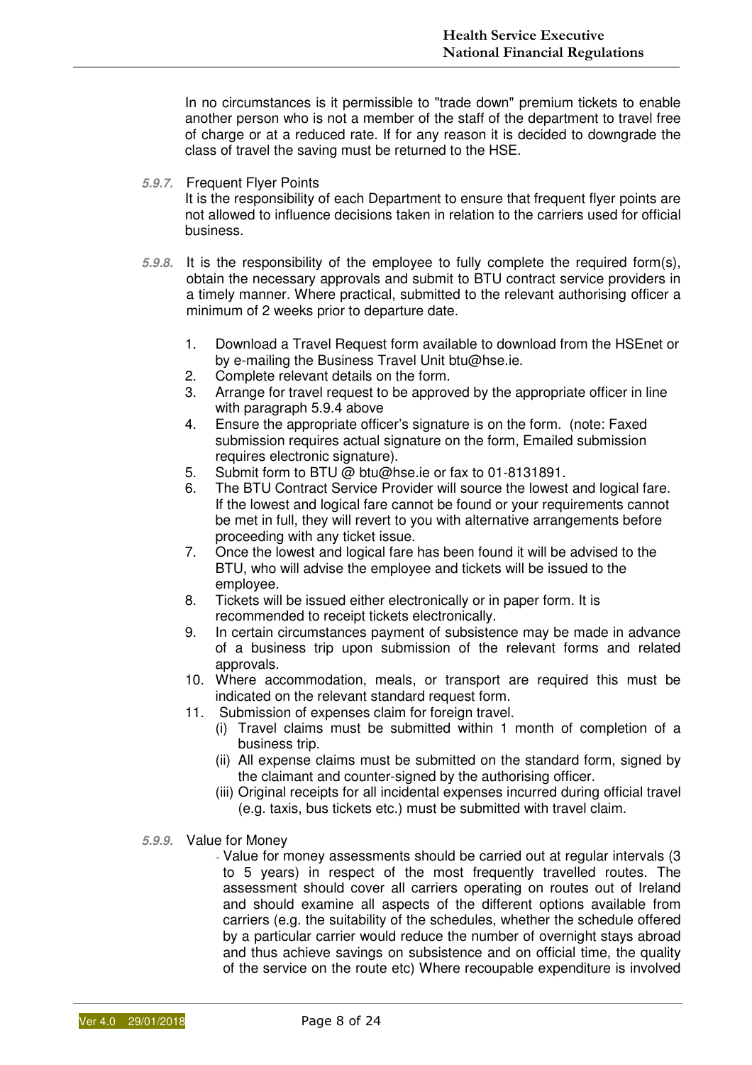In no circumstances is it permissible to "trade down" premium tickets to enable another person who is not a member of the staff of the department to travel free of charge or at a reduced rate. If for any reason it is decided to downgrade the class of travel the saving must be returned to the HSE.

***5.9.7.*** Frequent Flyer Points
It is the responsibility of each Department to ensure that frequent flyer points are not allowed to influence decisions taken in relation to the carriers used for official business.

***5.9.8.*** It is the responsibility of the employee to fully complete the required form(s), obtain the necessary approvals and submit to BTU contract service providers in a timely manner. Where practical, submitted to the relevant authorising officer a minimum of 2 weeks prior to departure date.

1. Download a Travel Request form available to download from the HSEnet or by e-mailing the Business Travel Unit btu@hse.ie.
2. Complete relevant details on the form.
3. Arrange for travel request to be approved by the appropriate officer in line with paragraph 5.9.4 above
4. Ensure the appropriate officer's signature is on the form. (note: Faxed submission requires actual signature on the form, Emailed submission requires electronic signature).
5. Submit form to BTU @ btu@hse.ie or fax to 01-8131891.
6. The BTU Contract Service Provider will source the lowest and logical fare. If the lowest and logical fare cannot be found or your requirements cannot be met in full, they will revert to you with alternative arrangements before proceeding with any ticket issue.
7. Once the lowest and logical fare has been found it will be advised to the BTU, who will advise the employee and tickets will be issued to the employee.
8. Tickets will be issued either electronically or in paper form. It is recommended to receipt tickets electronically.
9. In certain circumstances payment of subsistence may be made in advance of a business trip upon submission of the relevant forms and related approvals.
10. Where accommodation, meals, or transport are required this must be indicated on the relevant standard request form.
11. Submission of expenses claim for foreign travel.
    - (i) Travel claims must be submitted within 1 month of completion of a business trip.
    - (ii) All expense claims must be submitted on the standard form, signed by the claimant and counter-signed by the authorising officer.
    - (iii) Original receipts for all incidental expenses incurred during official travel (e.g. taxis, bus tickets etc.) must be submitted with travel claim.

***5.9.9.*** Value for Money

- Value for money assessments should be carried out at regular intervals (3 to 5 years) in respect of the most frequently travelled routes. The assessment should cover all carriers operating on routes out of Ireland and should examine all aspects of the different options available from carriers (e.g. the suitability of the schedules, whether the schedule offered by a particular carrier would reduce the number of overnight stays abroad and thus achieve savings on subsistence and on official time, the quality of the service on the route etc) Where recoupable expenditure is involved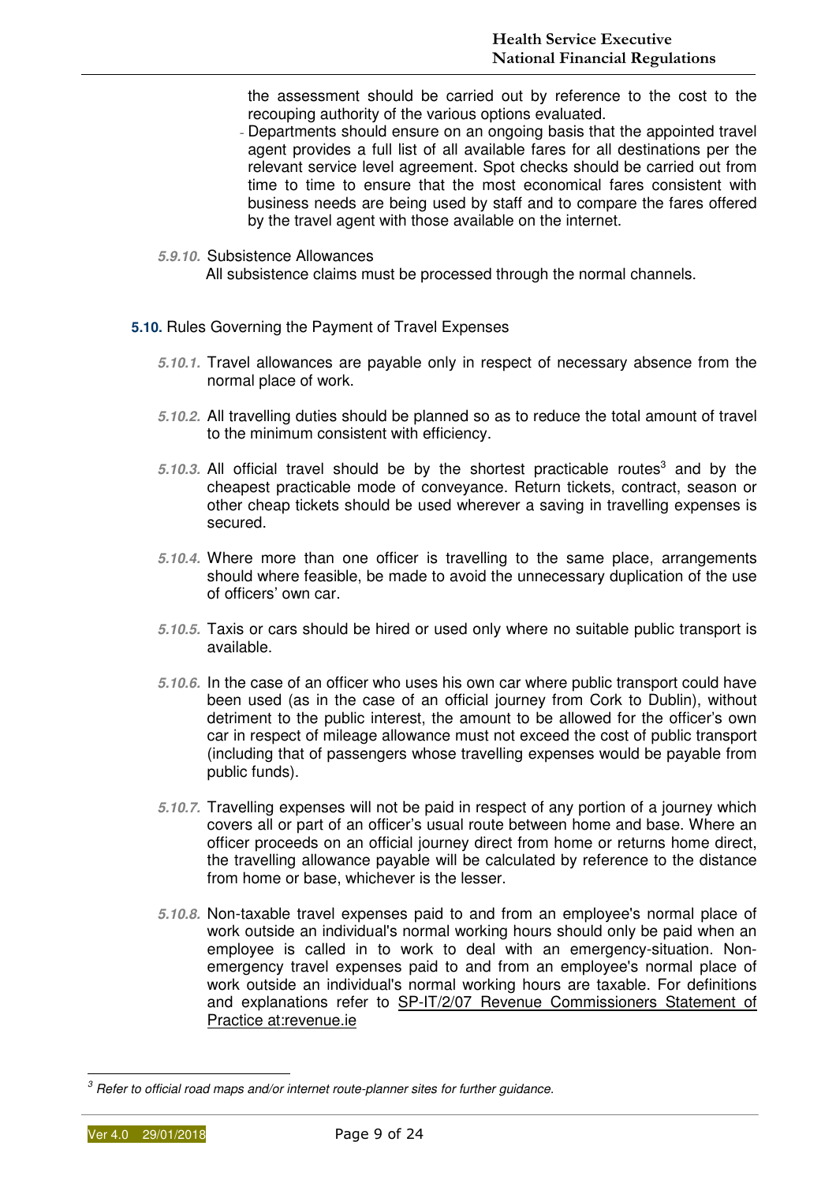the assessment should be carried out by reference to the cost to the recouping authority of the various options evaluated.

- Departments should ensure on an ongoing basis that the appointed travel agent provides a full list of all available fares for all destinations per the relevant service level agreement. Spot checks should be carried out from time to time to ensure that the most economical fares consistent with business needs are being used by staff and to compare the fares offered by the travel agent with those available on the internet.

***5.9.10.*** Subsistence Allowances

All subsistence claims must be processed through the normal channels.

**5.10.** Rules Governing the Payment of Travel Expenses

***5.10.1.*** Travel allowances are payable only in respect of necessary absence from the normal place of work.

***5.10.2.*** All travelling duties should be planned so as to reduce the total amount of travel to the minimum consistent with efficiency.

***5.10.3.*** All official travel should be by the shortest practicable routes[3] and by the cheapest practicable mode of conveyance. Return tickets, contract, season or other cheap tickets should be used wherever a saving in travelling expenses is secured.

***5.10.4.*** Where more than one officer is travelling to the same place, arrangements should where feasible, be made to avoid the unnecessary duplication of the use of officers' own car.

***5.10.5.*** Taxis or cars should be hired or used only where no suitable public transport is available.

***5.10.6.*** In the case of an officer who uses his own car where public transport could have been used (as in the case of an official journey from Cork to Dublin), without detriment to the public interest, the amount to be allowed for the officer's own car in respect of mileage allowance must not exceed the cost of public transport (including that of passengers whose travelling expenses would be payable from public funds).

***5.10.7.*** Travelling expenses will not be paid in respect of any portion of a journey which covers all or part of an officer's usual route between home and base. Where an officer proceeds on an official journey direct from home or returns home direct, the travelling allowance payable will be calculated by reference to the distance from home or base, whichever is the lesser.

***5.10.8.*** Non-taxable travel expenses paid to and from an employee's normal place of work outside an individual's normal working hours should only be paid when an employee is called in to work to deal with an emergency-situation. Non-emergency travel expenses paid to and from an employee's normal place of work outside an individual's normal working hours are taxable. For definitions and explanations refer to SP-IT/2/07 Revenue Commissioners Statement of Practice at:revenue.ie

---

[3] *Refer to official road maps and/or internet route-planner sites for further guidance.*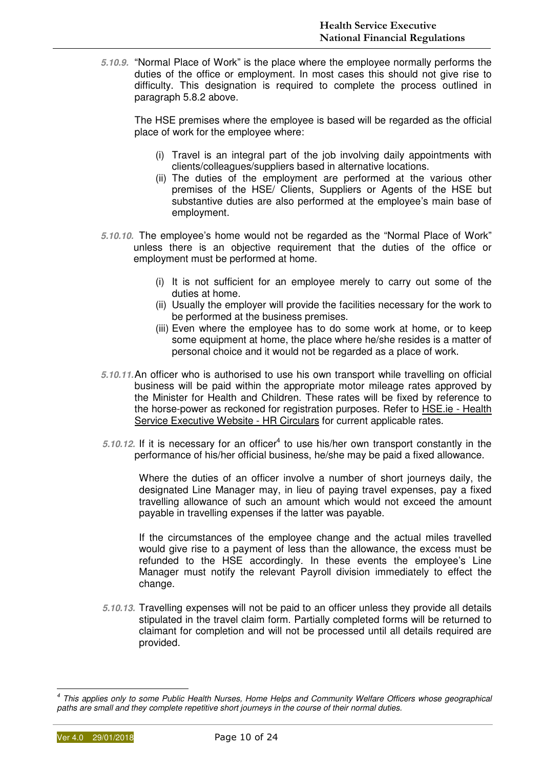***5.10.9.*** "Normal Place of Work" is the place where the employee normally performs the duties of the office or employment. In most cases this should not give rise to difficulty. This designation is required to complete the process outlined in paragraph 5.8.2 above.

The HSE premises where the employee is based will be regarded as the official place of work for the employee where:

(i) Travel is an integral part of the job involving daily appointments with clients/colleagues/suppliers based in alternative locations.
(ii) The duties of the employment are performed at the various other premises of the HSE/ Clients, Suppliers or Agents of the HSE but substantive duties are also performed at the employee's main base of employment.

***5.10.10.*** The employee's home would not be regarded as the "Normal Place of Work" unless there is an objective requirement that the duties of the office or employment must be performed at home.

(i) It is not sufficient for an employee merely to carry out some of the duties at home.
(ii) Usually the employer will provide the facilities necessary for the work to be performed at the business premises.
(iii) Even where the employee has to do some work at home, or to keep some equipment at home, the place where he/she resides is a matter of personal choice and it would not be regarded as a place of work.

***5.10.11.*** An officer who is authorised to use his own transport while travelling on official business will be paid within the appropriate motor mileage rates approved by the Minister for Health and Children. These rates will be fixed by reference to the horse-power as reckoned for registration purposes. Refer to HSE.ie - Health Service Executive Website - HR Circulars for current applicable rates.

***5.10.12.*** If it is necessary for an officer[4] to use his/her own transport constantly in the performance of his/her official business, he/she may be paid a fixed allowance.

Where the duties of an officer involve a number of short journeys daily, the designated Line Manager may, in lieu of paying travel expenses, pay a fixed travelling allowance of such an amount which would not exceed the amount payable in travelling expenses if the latter was payable.

If the circumstances of the employee change and the actual miles travelled would give rise to a payment of less than the allowance, the excess must be refunded to the HSE accordingly. In these events the employee's Line Manager must notify the relevant Payroll division immediately to effect the change.

***5.10.13.*** Travelling expenses will not be paid to an officer unless they provide all details stipulated in the travel claim form. Partially completed forms will be returned to claimant for completion and will not be processed until all details required are provided.

---

[4] *This applies only to some Public Health Nurses, Home Helps and Community Welfare Officers whose geographical paths are small and they complete repetitive short journeys in the course of their normal duties.*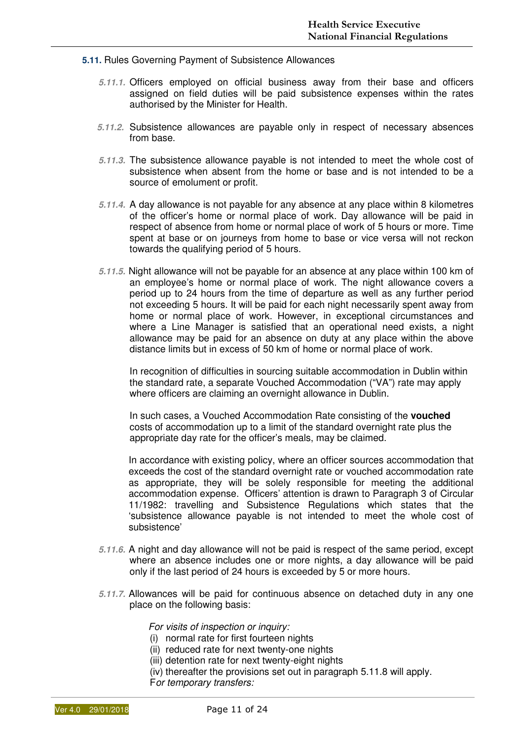**5.11.** Rules Governing Payment of Subsistence Allowances

*5.11.1.* Officers employed on official business away from their base and officers assigned on field duties will be paid subsistence expenses within the rates authorised by the Minister for Health.

*5.11.2.* Subsistence allowances are payable only in respect of necessary absences from base.

*5.11.3.* The subsistence allowance payable is not intended to meet the whole cost of subsistence when absent from the home or base and is not intended to be a source of emolument or profit.

*5.11.4.* A day allowance is not payable for any absence at any place within 8 kilometres of the officer's home or normal place of work. Day allowance will be paid in respect of absence from home or normal place of work of 5 hours or more. Time spent at base or on journeys from home to base or vice versa will not reckon towards the qualifying period of 5 hours.

*5.11.5.* Night allowance will not be payable for an absence at any place within 100 km of an employee's home or normal place of work. The night allowance covers a period up to 24 hours from the time of departure as well as any further period not exceeding 5 hours. It will be paid for each night necessarily spent away from home or normal place of work. However, in exceptional circumstances and where a Line Manager is satisfied that an operational need exists, a night allowance may be paid for an absence on duty at any place within the above distance limits but in excess of 50 km of home or normal place of work.

In recognition of difficulties in sourcing suitable accommodation in Dublin within the standard rate, a separate Vouched Accommodation ("VA") rate may apply where officers are claiming an overnight allowance in Dublin.

In such cases, a Vouched Accommodation Rate consisting of the **vouched** costs of accommodation up to a limit of the standard overnight rate plus the appropriate day rate for the officer's meals, may be claimed.

In accordance with existing policy, where an officer sources accommodation that exceeds the cost of the standard overnight rate or vouched accommodation rate as appropriate, they will be solely responsible for meeting the additional accommodation expense. Officers' attention is drawn to Paragraph 3 of Circular 11/1982: travelling and Subsistence Regulations which states that the 'subsistence allowance payable is not intended to meet the whole cost of subsistence'

*5.11.6.* A night and day allowance will not be paid is respect of the same period, except where an absence includes one or more nights, a day allowance will be paid only if the last period of 24 hours is exceeded by 5 or more hours.

*5.11.7.* Allowances will be paid for continuous absence on detached duty in any one place on the following basis:

*For visits of inspection or inquiry:*

(i) normal rate for first fourteen nights
(ii) reduced rate for next twenty-one nights
(iii) detention rate for next twenty-eight nights
(iv) thereafter the provisions set out in paragraph 5.11.8 will apply.

F*or temporary transfers:*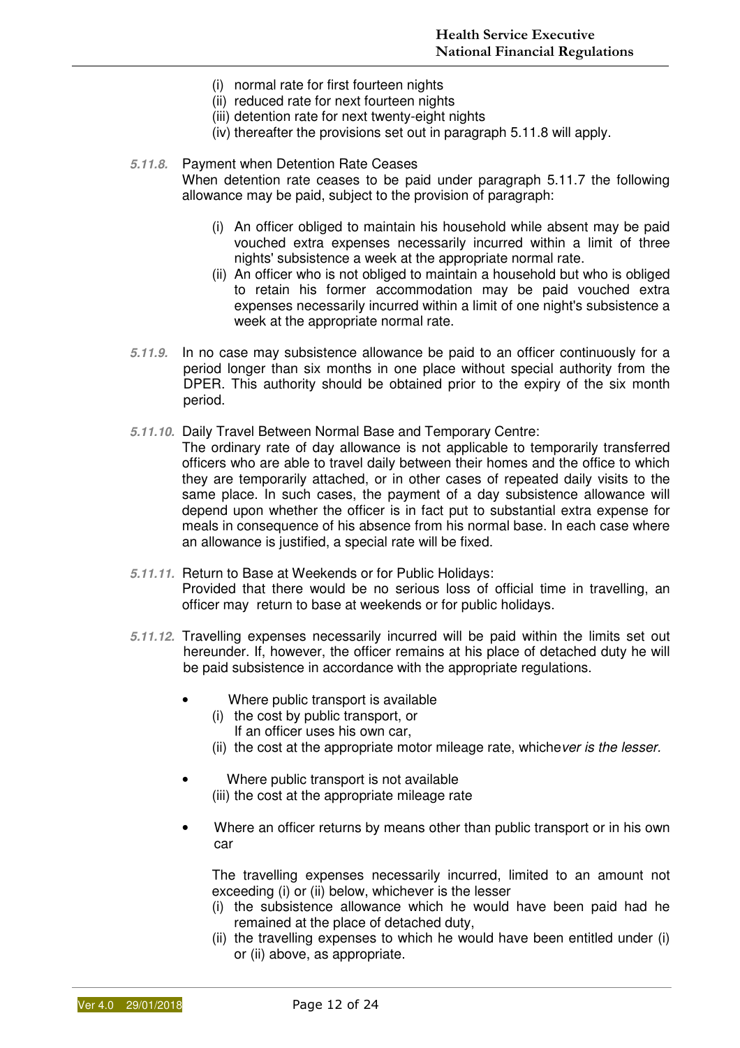(i) normal rate for first fourteen nights
(ii) reduced rate for next fourteen nights
(iii) detention rate for next twenty-eight nights
(iv) thereafter the provisions set out in paragraph 5.11.8 will apply.

***5.11.8.*** Payment when Detention Rate Ceases
When detention rate ceases to be paid under paragraph 5.11.7 the following allowance may be paid, subject to the provision of paragraph:

(i) An officer obliged to maintain his household while absent may be paid vouched extra expenses necessarily incurred within a limit of three nights' subsistence a week at the appropriate normal rate.
(ii) An officer who is not obliged to maintain a household but who is obliged to retain his former accommodation may be paid vouched extra expenses necessarily incurred within a limit of one night's subsistence a week at the appropriate normal rate.

***5.11.9.*** In no case may subsistence allowance be paid to an officer continuously for a period longer than six months in one place without special authority from the DPER. This authority should be obtained prior to the expiry of the six month period.

***5.11.10.*** Daily Travel Between Normal Base and Temporary Centre:
The ordinary rate of day allowance is not applicable to temporarily transferred officers who are able to travel daily between their homes and the office to which they are temporarily attached, or in other cases of repeated daily visits to the same place. In such cases, the payment of a day subsistence allowance will depend upon whether the officer is in fact put to substantial extra expense for meals in consequence of his absence from his normal base. In each case where an allowance is justified, a special rate will be fixed.

***5.11.11.*** Return to Base at Weekends or for Public Holidays:
Provided that there would be no serious loss of official time in travelling, an officer may return to base at weekends or for public holidays.

***5.11.12.*** Travelling expenses necessarily incurred will be paid within the limits set out hereunder. If, however, the officer remains at his place of detached duty he will be paid subsistence in accordance with the appropriate regulations.

- Where public transport is available
  (i) the cost by public transport, or
  If an officer uses his own car,
  (ii) the cost at the appropriate motor mileage rate, whiche*ver is the lesser.*

- Where public transport is not available
  (iii) the cost at the appropriate mileage rate

- Where an officer returns by means other than public transport or in his own car

  The travelling expenses necessarily incurred, limited to an amount not exceeding (i) or (ii) below, whichever is the lesser
  (i) the subsistence allowance which he would have been paid had he remained at the place of detached duty,
  (ii) the travelling expenses to which he would have been entitled under (i) or (ii) above, as appropriate.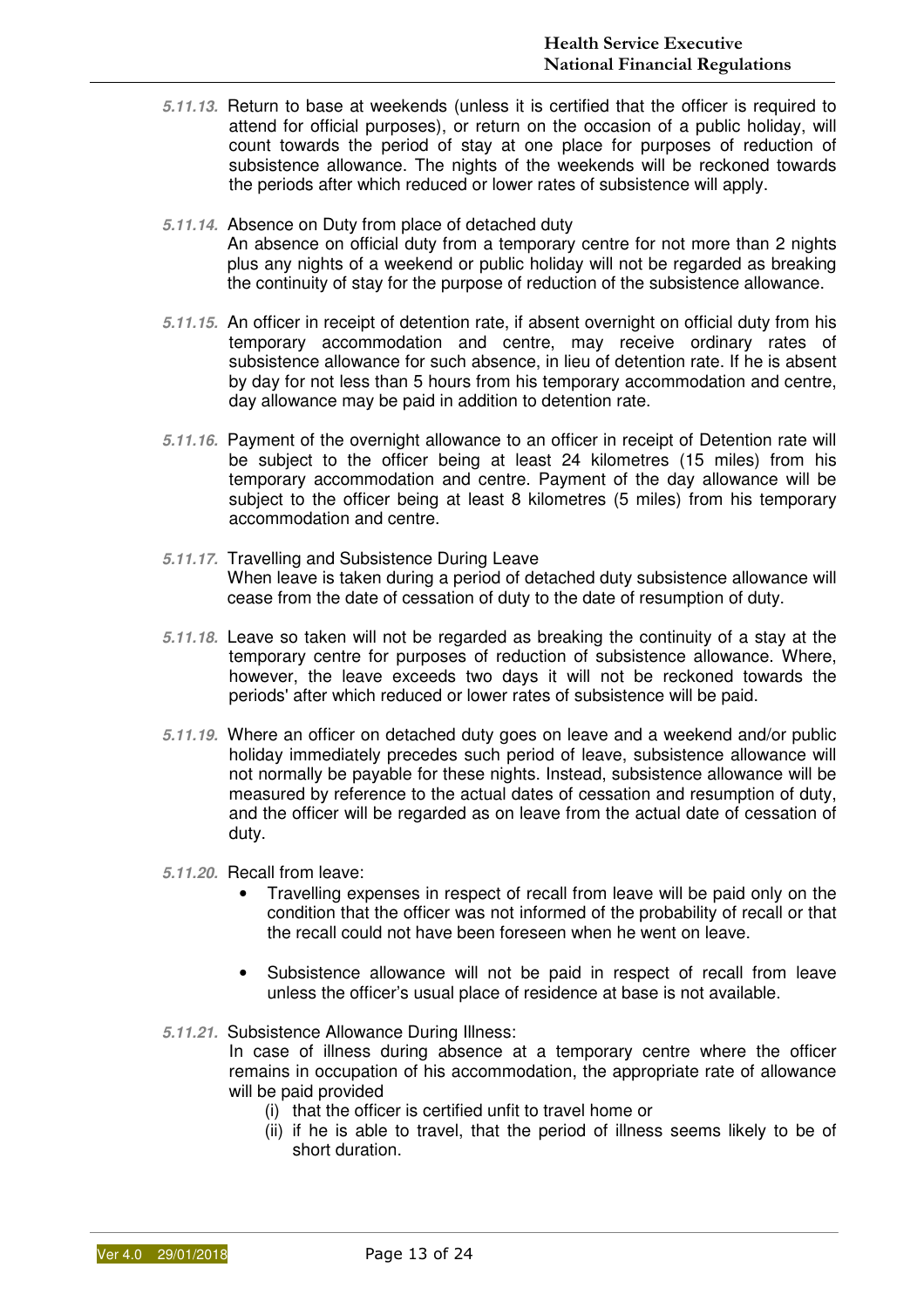*5.11.13.* Return to base at weekends (unless it is certified that the officer is required to attend for official purposes), or return on the occasion of a public holiday, will count towards the period of stay at one place for purposes of reduction of subsistence allowance. The nights of the weekends will be reckoned towards the periods after which reduced or lower rates of subsistence will apply.

*5.11.14.* Absence on Duty from place of detached duty
An absence on official duty from a temporary centre for not more than 2 nights plus any nights of a weekend or public holiday will not be regarded as breaking the continuity of stay for the purpose of reduction of the subsistence allowance.

*5.11.15.* An officer in receipt of detention rate, if absent overnight on official duty from his temporary accommodation and centre, may receive ordinary rates of subsistence allowance for such absence, in lieu of detention rate. If he is absent by day for not less than 5 hours from his temporary accommodation and centre, day allowance may be paid in addition to detention rate.

*5.11.16.* Payment of the overnight allowance to an officer in receipt of Detention rate will be subject to the officer being at least 24 kilometres (15 miles) from his temporary accommodation and centre. Payment of the day allowance will be subject to the officer being at least 8 kilometres (5 miles) from his temporary accommodation and centre.

*5.11.17.* Travelling and Subsistence During Leave
When leave is taken during a period of detached duty subsistence allowance will cease from the date of cessation of duty to the date of resumption of duty.

*5.11.18.* Leave so taken will not be regarded as breaking the continuity of a stay at the temporary centre for purposes of reduction of subsistence allowance. Where, however, the leave exceeds two days it will not be reckoned towards the periods' after which reduced or lower rates of subsistence will be paid.

*5.11.19.* Where an officer on detached duty goes on leave and a weekend and/or public holiday immediately precedes such period of leave, subsistence allowance will not normally be payable for these nights. Instead, subsistence allowance will be measured by reference to the actual dates of cessation and resumption of duty, and the officer will be regarded as on leave from the actual date of cessation of duty.

*5.11.20.* Recall from leave:

- Travelling expenses in respect of recall from leave will be paid only on the condition that the officer was not informed of the probability of recall or that the recall could not have been foreseen when he went on leave.
- Subsistence allowance will not be paid in respect of recall from leave unless the officer's usual place of residence at base is not available.

*5.11.21.* Subsistence Allowance During Illness:
In case of illness during absence at a temporary centre where the officer remains in occupation of his accommodation, the appropriate rate of allowance will be paid provided

(i) that the officer is certified unfit to travel home or
(ii) if he is able to travel, that the period of illness seems likely to be of short duration.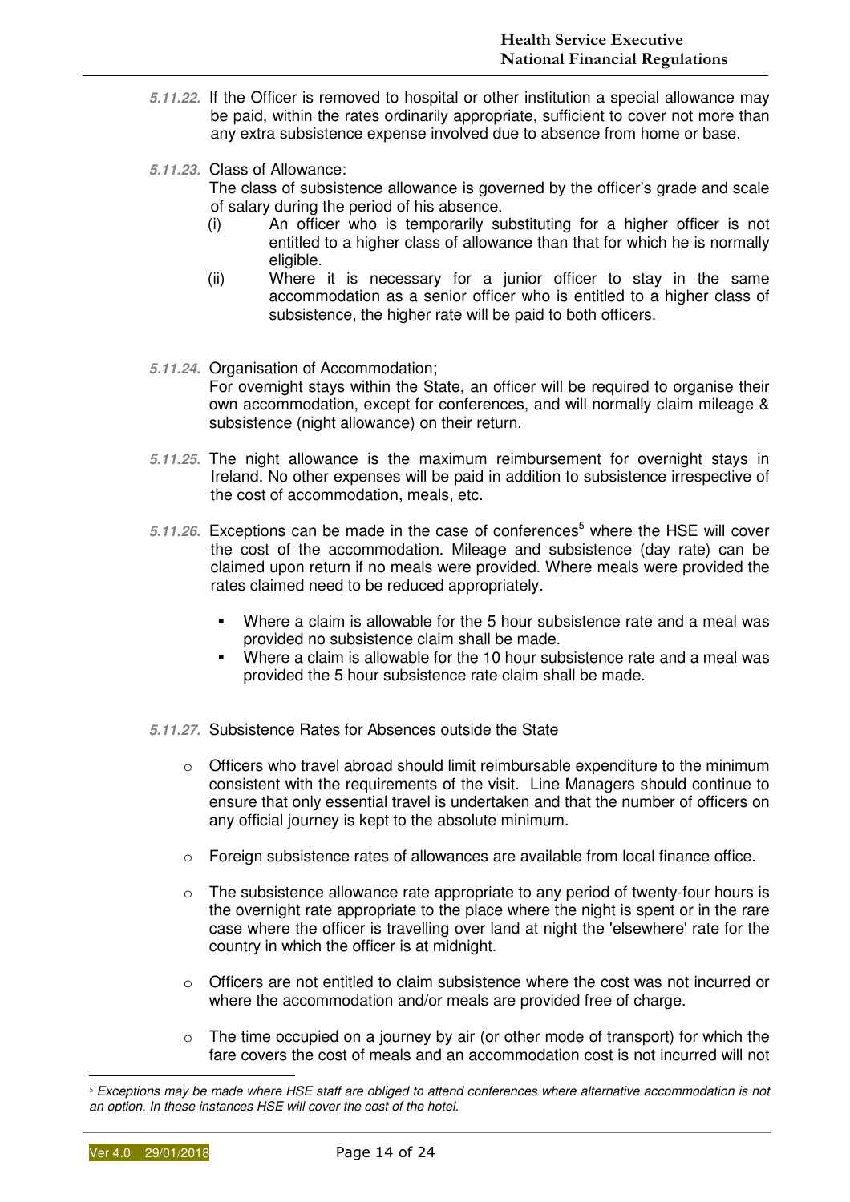***5.11.22.*** If the Officer is removed to hospital or other institution a special allowance may be paid, within the rates ordinarily appropriate, sufficient to cover not more than any extra subsistence expense involved due to absence from home or base.

***5.11.23.*** Class of Allowance:

The class of subsistence allowance is governed by the officer's grade and scale of salary during the period of his absence.

- (i) An officer who is temporarily substituting for a higher officer is not entitled to a higher class of allowance than that for which he is normally eligible.
- (ii) Where it is necessary for a junior officer to stay in the same accommodation as a senior officer who is entitled to a higher class of subsistence, the higher rate will be paid to both officers.

***5.11.24.*** Organisation of Accommodation;

For overnight stays within the State, an officer will be required to organise their own accommodation, except for conferences, and will normally claim mileage & subsistence (night allowance) on their return.

***5.11.25.*** The night allowance is the maximum reimbursement for overnight stays in Ireland. No other expenses will be paid in addition to subsistence irrespective of the cost of accommodation, meals, etc.

***5.11.26.*** Exceptions can be made in the case of conferences[5] where the HSE will cover the cost of the accommodation. Mileage and subsistence (day rate) can be claimed upon return if no meals were provided. Where meals were provided the rates claimed need to be reduced appropriately.

- Where a claim is allowable for the 5 hour subsistence rate and a meal was provided no subsistence claim shall be made.
- Where a claim is allowable for the 10 hour subsistence rate and a meal was provided the 5 hour subsistence rate claim shall be made.

***5.11.27.*** Subsistence Rates for Absences outside the State

- Officers who travel abroad should limit reimbursable expenditure to the minimum consistent with the requirements of the visit. Line Managers should continue to ensure that only essential travel is undertaken and that the number of officers on any official journey is kept to the absolute minimum.
- Foreign subsistence rates of allowances are available from local finance office.
- The subsistence allowance rate appropriate to any period of twenty-four hours is the overnight rate appropriate to the place where the night is spent or in the rare case where the officer is travelling over land at night the 'elsewhere' rate for the country in which the officer is at midnight.
- Officers are not entitled to claim subsistence where the cost was not incurred or where the accommodation and/or meals are provided free of charge.
- The time occupied on a journey by air (or other mode of transport) for which the fare covers the cost of meals and an accommodation cost is not incurred will not

---

[5] *Exceptions may be made where HSE staff are obliged to attend conferences where alternative accommodation is not an option. In these instances HSE will cover the cost of the hotel.*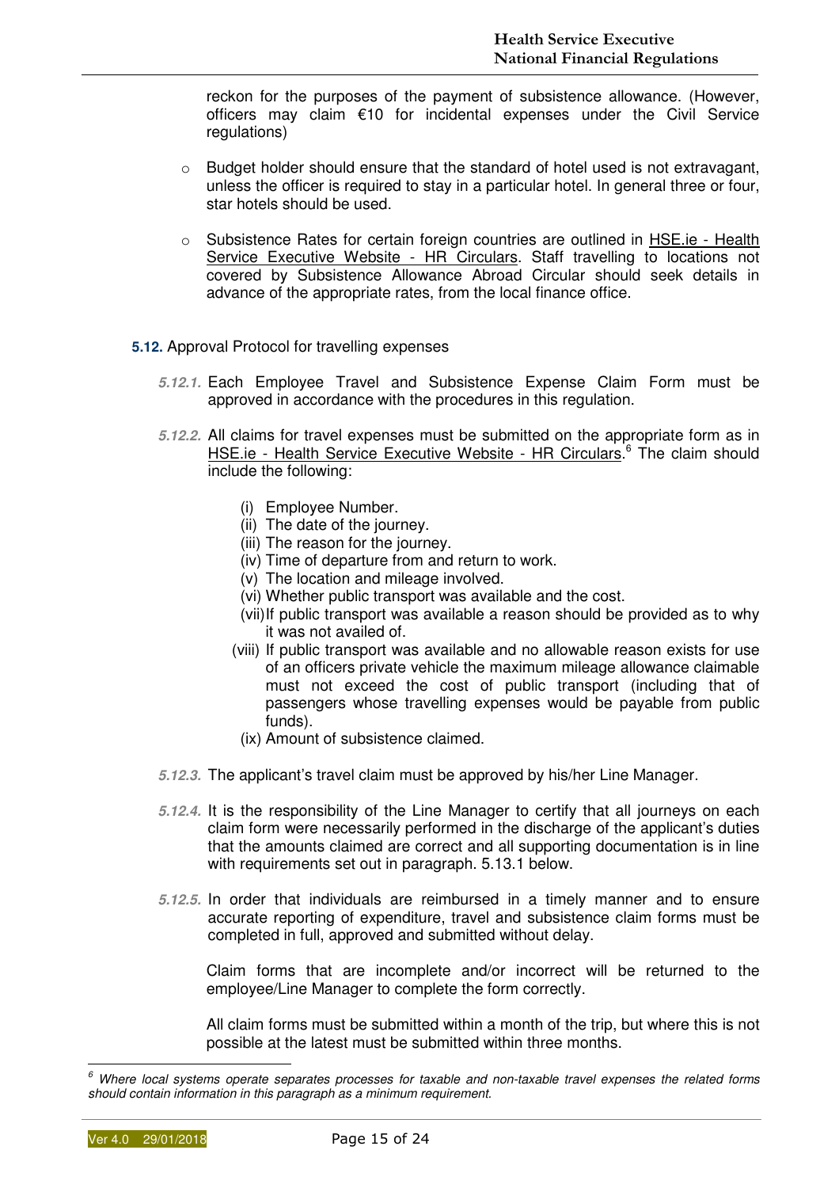reckon for the purposes of the payment of subsistence allowance. (However, officers may claim €10 for incidental expenses under the Civil Service regulations)

- Budget holder should ensure that the standard of hotel used is not extravagant, unless the officer is required to stay in a particular hotel. In general three or four, star hotels should be used.

- Subsistence Rates for certain foreign countries are outlined in HSE.ie - Health Service Executive Website - HR Circulars. Staff travelling to locations not covered by Subsistence Allowance Abroad Circular should seek details in advance of the appropriate rates, from the local finance office.

**5.12.** Approval Protocol for travelling expenses

***5.12.1.*** Each Employee Travel and Subsistence Expense Claim Form must be approved in accordance with the procedures in this regulation.

***5.12.2.*** All claims for travel expenses must be submitted on the appropriate form as in HSE.ie - Health Service Executive Website - HR Circulars.[6] The claim should include the following:

(i) Employee Number.
(ii) The date of the journey.
(iii) The reason for the journey.
(iv) Time of departure from and return to work.
(v) The location and mileage involved.
(vi) Whether public transport was available and the cost.
(vii) If public transport was available a reason should be provided as to why it was not availed of.
(viii) If public transport was available and no allowable reason exists for use of an officers private vehicle the maximum mileage allowance claimable must not exceed the cost of public transport (including that of passengers whose travelling expenses would be payable from public funds).
(ix) Amount of subsistence claimed.

***5.12.3.*** The applicant's travel claim must be approved by his/her Line Manager.

***5.12.4.*** It is the responsibility of the Line Manager to certify that all journeys on each claim form were necessarily performed in the discharge of the applicant's duties that the amounts claimed are correct and all supporting documentation is in line with requirements set out in paragraph. 5.13.1 below.

***5.12.5.*** In order that individuals are reimbursed in a timely manner and to ensure accurate reporting of expenditure, travel and subsistence claim forms must be completed in full, approved and submitted without delay.

Claim forms that are incomplete and/or incorrect will be returned to the employee/Line Manager to complete the form correctly.

All claim forms must be submitted within a month of the trip, but where this is not possible at the latest must be submitted within three months.

---

[6] *Where local systems operate separates processes for taxable and non-taxable travel expenses the related forms should contain information in this paragraph as a minimum requirement.*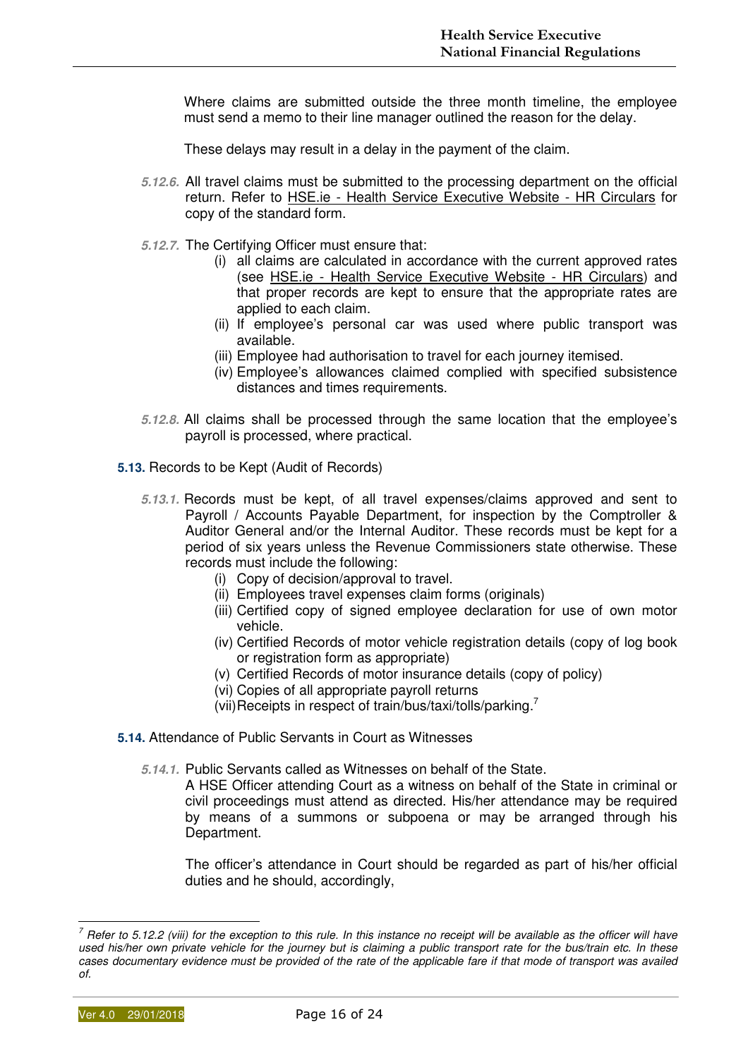Where claims are submitted outside the three month timeline, the employee must send a memo to their line manager outlined the reason for the delay.

These delays may result in a delay in the payment of the claim.

*5.12.6.* All travel claims must be submitted to the processing department on the official return. Refer to HSE.ie - Health Service Executive Website - HR Circulars for copy of the standard form.

*5.12.7.* The Certifying Officer must ensure that:

- (i) all claims are calculated in accordance with the current approved rates (see HSE.ie - Health Service Executive Website - HR Circulars) and that proper records are kept to ensure that the appropriate rates are applied to each claim.
- (ii) If employee's personal car was used where public transport was available.
- (iii) Employee had authorisation to travel for each journey itemised.
- (iv) Employee's allowances claimed complied with specified subsistence distances and times requirements.

*5.12.8.* All claims shall be processed through the same location that the employee's payroll is processed, where practical.

**5.13.** Records to be Kept (Audit of Records)

*5.13.1.* Records must be kept, of all travel expenses/claims approved and sent to Payroll / Accounts Payable Department, for inspection by the Comptroller & Auditor General and/or the Internal Auditor. These records must be kept for a period of six years unless the Revenue Commissioners state otherwise. These records must include the following:

- (i) Copy of decision/approval to travel.
- (ii) Employees travel expenses claim forms (originals)
- (iii) Certified copy of signed employee declaration for use of own motor vehicle.
- (iv) Certified Records of motor vehicle registration details (copy of log book or registration form as appropriate)
- (v) Certified Records of motor insurance details (copy of policy)
- (vi) Copies of all appropriate payroll returns
- (vii) Receipts in respect of train/bus/taxi/tolls/parking.[7]

**5.14.** Attendance of Public Servants in Court as Witnesses

*5.14.1.* Public Servants called as Witnesses on behalf of the State.
A HSE Officer attending Court as a witness on behalf of the State in criminal or civil proceedings must attend as directed. His/her attendance may be required by means of a summons or subpoena or may be arranged through his Department.

The officer's attendance in Court should be regarded as part of his/her official duties and he should, accordingly,

---

[7] *Refer to 5.12.2 (viii) for the exception to this rule. In this instance no receipt will be available as the officer will have used his/her own private vehicle for the journey but is claiming a public transport rate for the bus/train etc. In these cases documentary evidence must be provided of the rate of the applicable fare if that mode of transport was availed of.*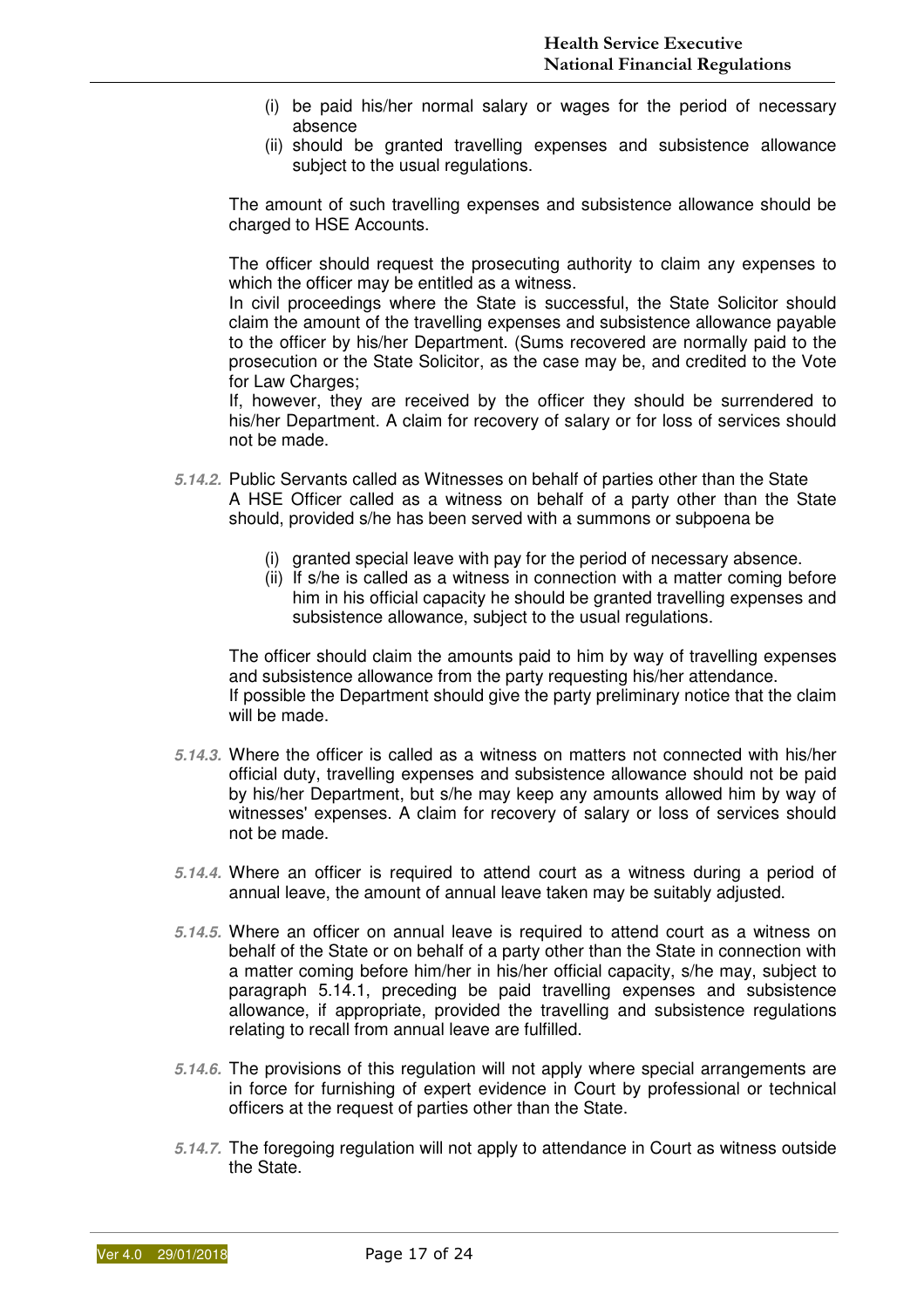(i) be paid his/her normal salary or wages for the period of necessary absence
(ii) should be granted travelling expenses and subsistence allowance subject to the usual regulations.

The amount of such travelling expenses and subsistence allowance should be charged to HSE Accounts.

The officer should request the prosecuting authority to claim any expenses to which the officer may be entitled as a witness.
In civil proceedings where the State is successful, the State Solicitor should claim the amount of the travelling expenses and subsistence allowance payable to the officer by his/her Department. (Sums recovered are normally paid to the prosecution or the State Solicitor, as the case may be, and credited to the Vote for Law Charges;
If, however, they are received by the officer they should be surrendered to his/her Department. A claim for recovery of salary or for loss of services should not be made.

***5.14.2.*** Public Servants called as Witnesses on behalf of parties other than the State
A HSE Officer called as a witness on behalf of a party other than the State should, provided s/he has been served with a summons or subpoena be

(i) granted special leave with pay for the period of necessary absence.
(ii) If s/he is called as a witness in connection with a matter coming before him in his official capacity he should be granted travelling expenses and subsistence allowance, subject to the usual regulations.

The officer should claim the amounts paid to him by way of travelling expenses and subsistence allowance from the party requesting his/her attendance.
If possible the Department should give the party preliminary notice that the claim will be made.

***5.14.3.*** Where the officer is called as a witness on matters not connected with his/her official duty, travelling expenses and subsistence allowance should not be paid by his/her Department, but s/he may keep any amounts allowed him by way of witnesses' expenses. A claim for recovery of salary or loss of services should not be made.

***5.14.4.*** Where an officer is required to attend court as a witness during a period of annual leave, the amount of annual leave taken may be suitably adjusted.

***5.14.5.*** Where an officer on annual leave is required to attend court as a witness on behalf of the State or on behalf of a party other than the State in connection with a matter coming before him/her in his/her official capacity, s/he may, subject to paragraph 5.14.1, preceding be paid travelling expenses and subsistence allowance, if appropriate, provided the travelling and subsistence regulations relating to recall from annual leave are fulfilled.

***5.14.6.*** The provisions of this regulation will not apply where special arrangements are in force for furnishing of expert evidence in Court by professional or technical officers at the request of parties other than the State.

***5.14.7.*** The foregoing regulation will not apply to attendance in Court as witness outside the State.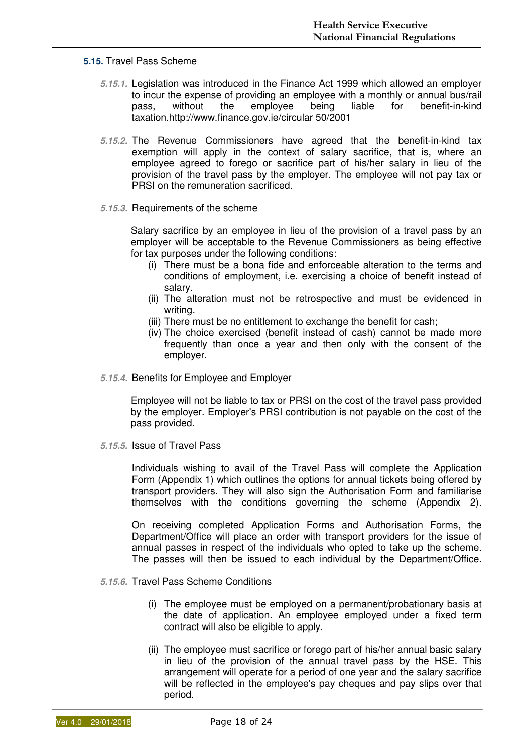## 5.15. Travel Pass Scheme

***5.15.1.*** Legislation was introduced in the Finance Act 1999 which allowed an employer to incur the expense of providing an employee with a monthly or annual bus/rail pass, without the employee being liable for benefit-in-kind taxation.http://www.finance.gov.ie/circular 50/2001

***5.15.2.*** The Revenue Commissioners have agreed that the benefit-in-kind tax exemption will apply in the context of salary sacrifice, that is, where an employee agreed to forego or sacrifice part of his/her salary in lieu of the provision of the travel pass by the employer. The employee will not pay tax or PRSI on the remuneration sacrificed.

***5.15.3.*** Requirements of the scheme

Salary sacrifice by an employee in lieu of the provision of a travel pass by an employer will be acceptable to the Revenue Commissioners as being effective for tax purposes under the following conditions:

(i) There must be a bona fide and enforceable alteration to the terms and conditions of employment, i.e. exercising a choice of benefit instead of salary.
(ii) The alteration must not be retrospective and must be evidenced in writing.
(iii) There must be no entitlement to exchange the benefit for cash;
(iv) The choice exercised (benefit instead of cash) cannot be made more frequently than once a year and then only with the consent of the employer.

***5.15.4.*** Benefits for Employee and Employer

Employee will not be liable to tax or PRSI on the cost of the travel pass provided by the employer. Employer's PRSI contribution is not payable on the cost of the pass provided.

***5.15.5.*** Issue of Travel Pass

Individuals wishing to avail of the Travel Pass will complete the Application Form (Appendix 1) which outlines the options for annual tickets being offered by transport providers. They will also sign the Authorisation Form and familiarise themselves with the conditions governing the scheme (Appendix 2).

On receiving completed Application Forms and Authorisation Forms, the Department/Office will place an order with transport providers for the issue of annual passes in respect of the individuals who opted to take up the scheme. The passes will then be issued to each individual by the Department/Office.

***5.15.6.*** Travel Pass Scheme Conditions

(i) The employee must be employed on a permanent/probationary basis at the date of application. An employee employed under a fixed term contract will also be eligible to apply.

(ii) The employee must sacrifice or forego part of his/her annual basic salary in lieu of the provision of the annual travel pass by the HSE. This arrangement will operate for a period of one year and the salary sacrifice will be reflected in the employee's pay cheques and pay slips over that period.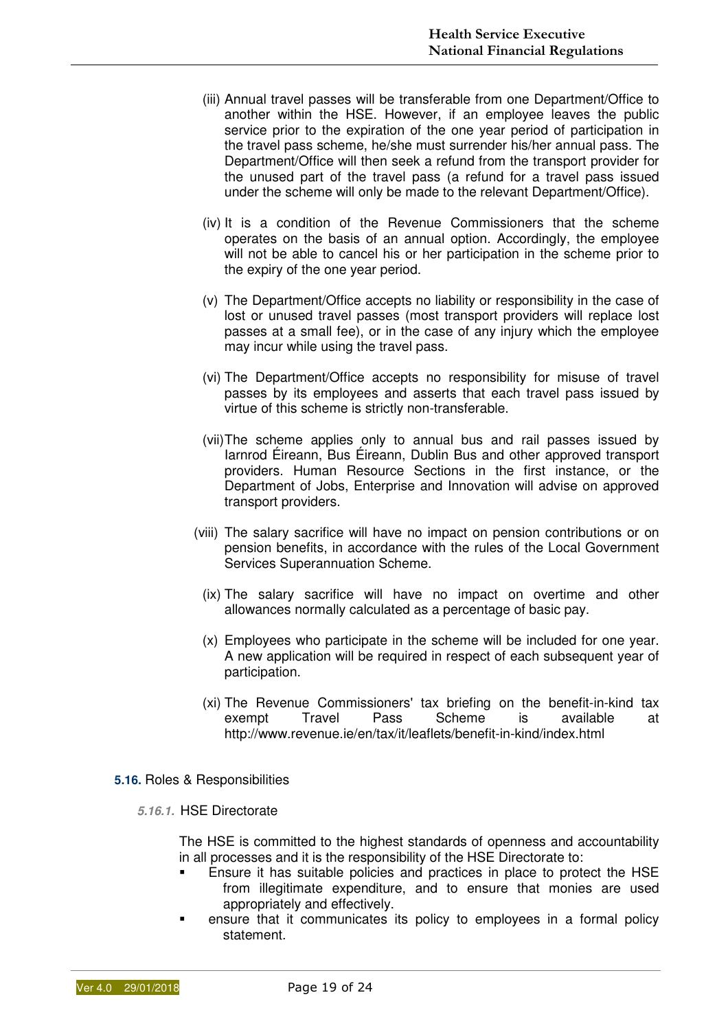(iii) Annual travel passes will be transferable from one Department/Office to another within the HSE. However, if an employee leaves the public service prior to the expiration of the one year period of participation in the travel pass scheme, he/she must surrender his/her annual pass. The Department/Office will then seek a refund from the transport provider for the unused part of the travel pass (a refund for a travel pass issued under the scheme will only be made to the relevant Department/Office).

(iv) It is a condition of the Revenue Commissioners that the scheme operates on the basis of an annual option. Accordingly, the employee will not be able to cancel his or her participation in the scheme prior to the expiry of the one year period.

(v) The Department/Office accepts no liability or responsibility in the case of lost or unused travel passes (most transport providers will replace lost passes at a small fee), or in the case of any injury which the employee may incur while using the travel pass.

(vi) The Department/Office accepts no responsibility for misuse of travel passes by its employees and asserts that each travel pass issued by virtue of this scheme is strictly non-transferable.

(vii) The scheme applies only to annual bus and rail passes issued by Iarnrod Éireann, Bus Éireann, Dublin Bus and other approved transport providers. Human Resource Sections in the first instance, or the Department of Jobs, Enterprise and Innovation will advise on approved transport providers.

(viii) The salary sacrifice will have no impact on pension contributions or on pension benefits, in accordance with the rules of the Local Government Services Superannuation Scheme.

(ix) The salary sacrifice will have no impact on overtime and other allowances normally calculated as a percentage of basic pay.

(x) Employees who participate in the scheme will be included for one year. A new application will be required in respect of each subsequent year of participation.

(xi) The Revenue Commissioners' tax briefing on the benefit-in-kind tax exempt Travel Pass Scheme is available at http://www.revenue.ie/en/tax/it/leaflets/benefit-in-kind/index.html

## 5.16. Roles & Responsibilities

### 5.16.1. HSE Directorate

The HSE is committed to the highest standards of openness and accountability in all processes and it is the responsibility of the HSE Directorate to:

- Ensure it has suitable policies and practices in place to protect the HSE from illegitimate expenditure, and to ensure that monies are used appropriately and effectively.
- ensure that it communicates its policy to employees in a formal policy statement.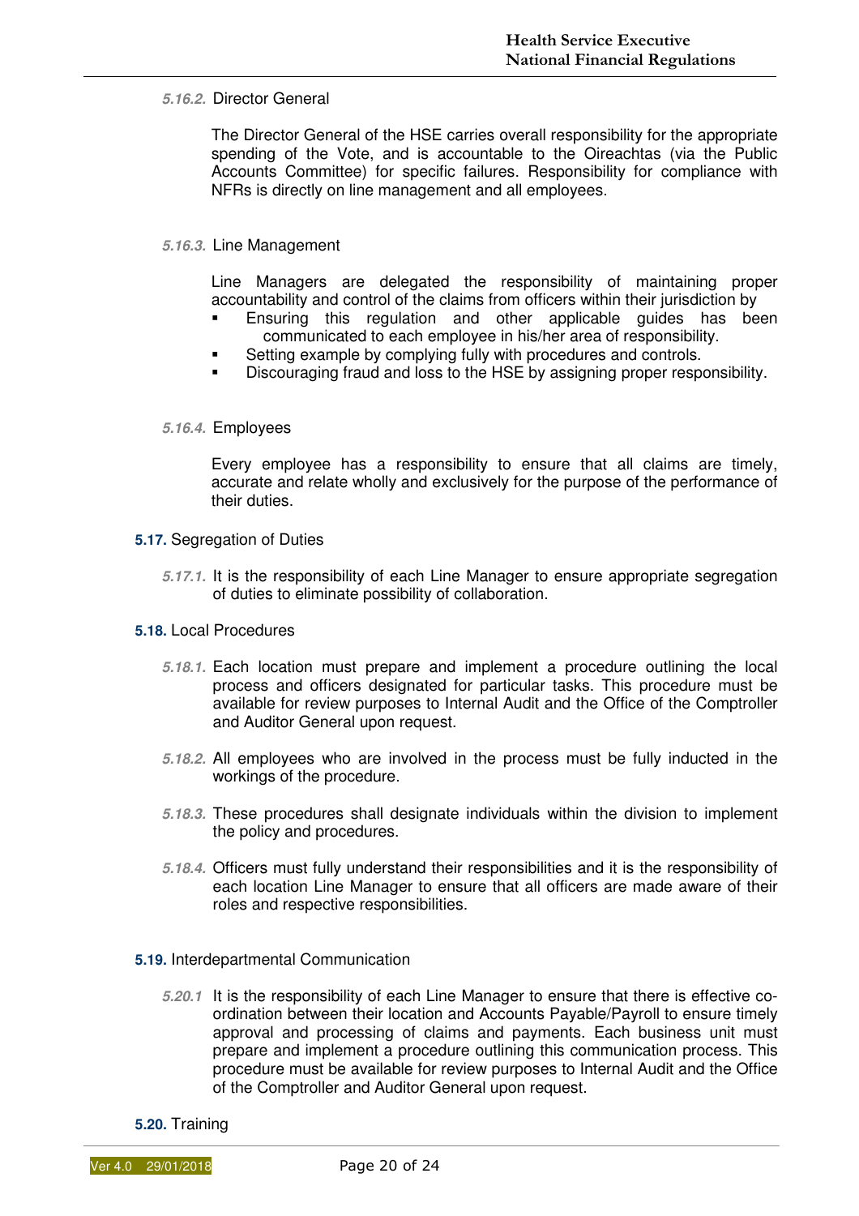*5.16.2.* Director General

The Director General of the HSE carries overall responsibility for the appropriate spending of the Vote, and is accountable to the Oireachtas (via the Public Accounts Committee) for specific failures. Responsibility for compliance with NFRs is directly on line management and all employees.

*5.16.3.* Line Management

Line Managers are delegated the responsibility of maintaining proper accountability and control of the claims from officers within their jurisdiction by

- Ensuring this regulation and other applicable guides has been communicated to each employee in his/her area of responsibility.
- Setting example by complying fully with procedures and controls.
- Discouraging fraud and loss to the HSE by assigning proper responsibility.

*5.16.4.* Employees

Every employee has a responsibility to ensure that all claims are timely, accurate and relate wholly and exclusively for the purpose of the performance of their duties.

**5.17.** Segregation of Duties

*5.17.1.* It is the responsibility of each Line Manager to ensure appropriate segregation of duties to eliminate possibility of collaboration.

**5.18.** Local Procedures

*5.18.1.* Each location must prepare and implement a procedure outlining the local process and officers designated for particular tasks. This procedure must be available for review purposes to Internal Audit and the Office of the Comptroller and Auditor General upon request.

*5.18.2.* All employees who are involved in the process must be fully inducted in the workings of the procedure.

*5.18.3.* These procedures shall designate individuals within the division to implement the policy and procedures.

*5.18.4.* Officers must fully understand their responsibilities and it is the responsibility of each location Line Manager to ensure that all officers are made aware of their roles and respective responsibilities.

**5.19.** Interdepartmental Communication

*5.20.1* It is the responsibility of each Line Manager to ensure that there is effective co-ordination between their location and Accounts Payable/Payroll to ensure timely approval and processing of claims and payments. Each business unit must prepare and implement a procedure outlining this communication process. This procedure must be available for review purposes to Internal Audit and the Office of the Comptroller and Auditor General upon request.

**5.20.** Training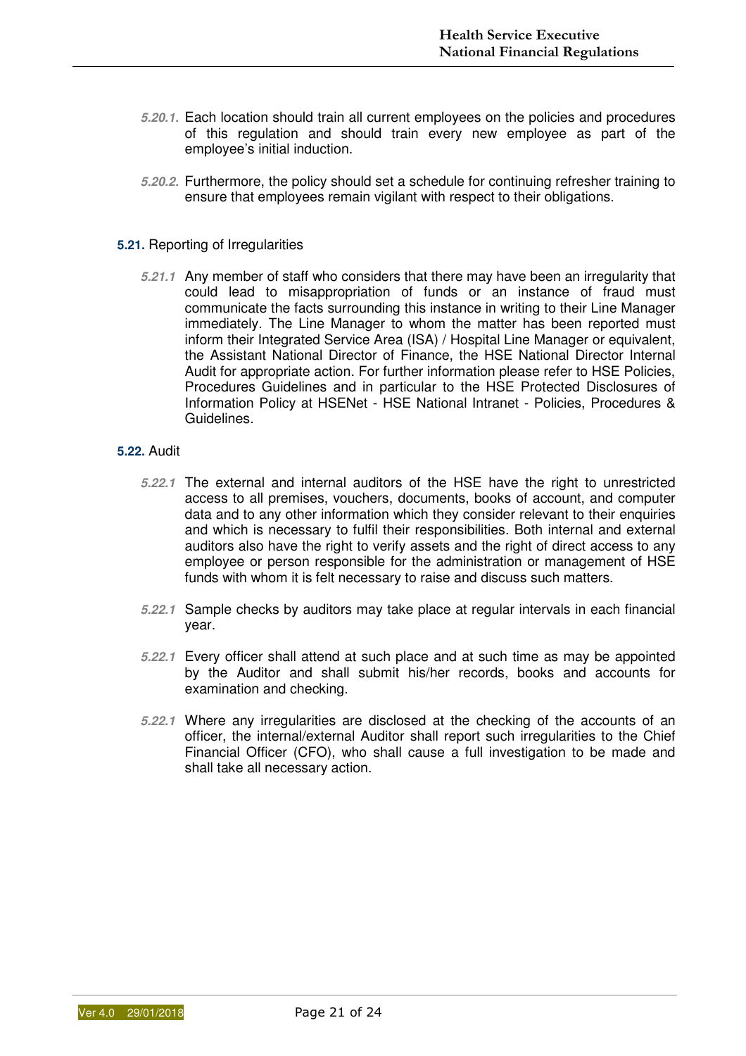**5.20.1.** Each location should train all current employees on the policies and procedures of this regulation and should train every new employee as part of the employee's initial induction.

**5.20.2.** Furthermore, the policy should set a schedule for continuing refresher training to ensure that employees remain vigilant with respect to their obligations.

## 5.21. Reporting of Irregularities

**5.21.1** Any member of staff who considers that there may have been an irregularity that could lead to misappropriation of funds or an instance of fraud must communicate the facts surrounding this instance in writing to their Line Manager immediately. The Line Manager to whom the matter has been reported must inform their Integrated Service Area (ISA) / Hospital Line Manager or equivalent, the Assistant National Director of Finance, the HSE National Director Internal Audit for appropriate action. For further information please refer to HSE Policies, Procedures Guidelines and in particular to the HSE Protected Disclosures of Information Policy at HSENet - HSE National Intranet - Policies, Procedures & Guidelines.

## 5.22. Audit

**5.22.1** The external and internal auditors of the HSE have the right to unrestricted access to all premises, vouchers, documents, books of account, and computer data and to any other information which they consider relevant to their enquiries and which is necessary to fulfil their responsibilities. Both internal and external auditors also have the right to verify assets and the right of direct access to any employee or person responsible for the administration or management of HSE funds with whom it is felt necessary to raise and discuss such matters.

**5.22.1** Sample checks by auditors may take place at regular intervals in each financial year.

**5.22.1** Every officer shall attend at such place and at such time as may be appointed by the Auditor and shall submit his/her records, books and accounts for examination and checking.

**5.22.1** Where any irregularities are disclosed at the checking of the accounts of an officer, the internal/external Auditor shall report such irregularities to the Chief Financial Officer (CFO), who shall cause a full investigation to be made and shall take all necessary action.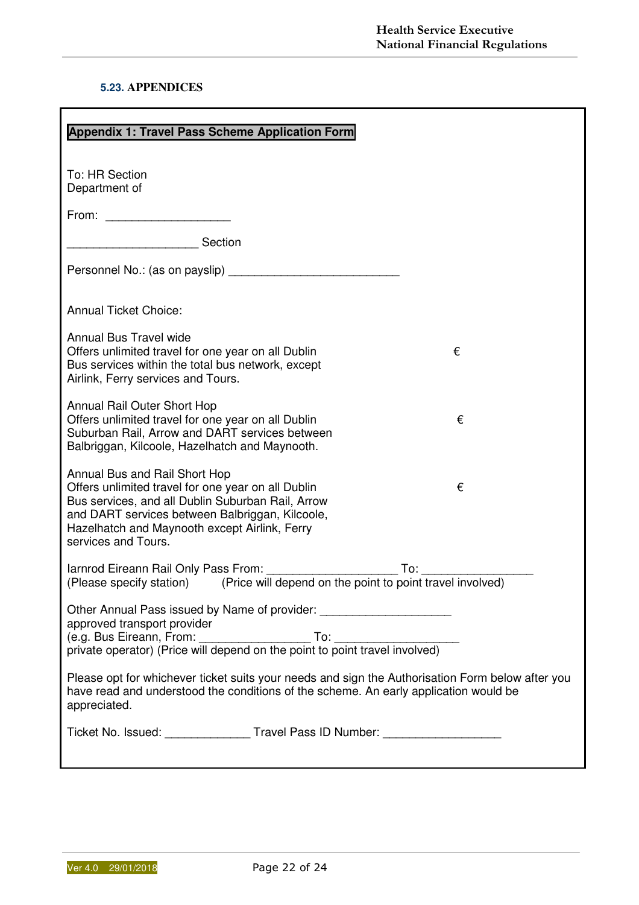### 5.23. APPENDICES

**Appendix 1: Travel Pass Scheme Application Form**

To: HR Section
Department of

From: ___________________

___________________ Section

Personnel No.: (as on payslip) __________________________

Annual Ticket Choice:

| | |
|---|---|
| Annual Bus Travel wide<br>Offers unlimited travel for one year on all Dublin Bus services within the total bus network, except Airlink, Ferry services and Tours. | € |
| Annual Rail Outer Short Hop<br>Offers unlimited travel for one year on all Dublin Suburban Rail, Arrow and DART services between Balbriggan, Kilcoole, Hazelhatch and Maynooth. | € |
| Annual Bus and Rail Short Hop<br>Offers unlimited travel for one year on all Dublin Bus services, and all Dublin Suburban Rail, Arrow and DART services between Balbriggan, Kilcoole, Hazelhatch and Maynooth except Airlink, Ferry services and Tours. | € |

Iarnrod Eireann Rail Only Pass From: ____________________ To: _________________
(Please specify station) (Price will depend on the point to point travel involved)

Other Annual Pass issued by Name of provider: ____________________
approved transport provider
(e.g. Bus Eireann, From: _________________ To: ___________________
private operator) (Price will depend on the point to point travel involved)

Please opt for whichever ticket suits your needs and sign the Authorisation Form below after you have read and understood the conditions of the scheme. An early application would be appreciated.

Ticket No. Issued: _____________ Travel Pass ID Number: __________________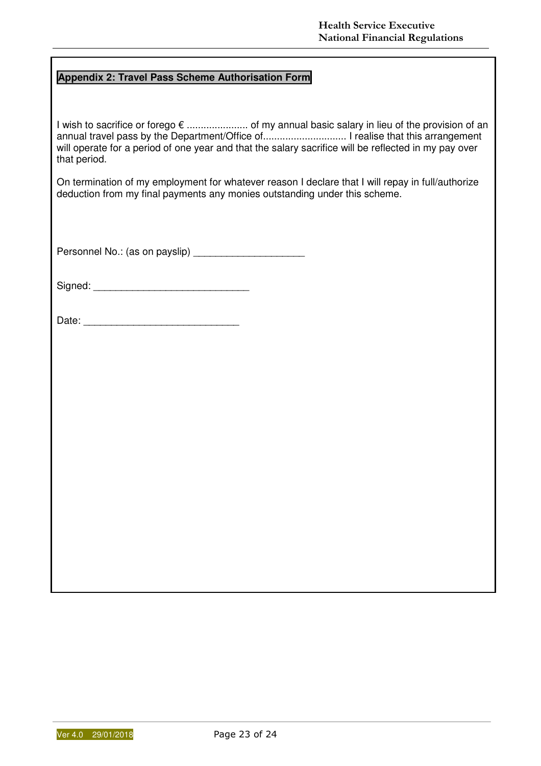## Appendix 2: Travel Pass Scheme Authorisation Form

I wish to sacrifice or forego € ...................... of my annual basic salary in lieu of the provision of an annual travel pass by the Department/Office of.............................. I realise that this arrangement will operate for a period of one year and that the salary sacrifice will be reflected in my pay over that period.

On termination of my employment for whatever reason I declare that I will repay in full/authorize deduction from my final payments any monies outstanding under this scheme.

Personnel No.: (as on payslip) ____________________

Signed: ____________________________

Date: ____________________________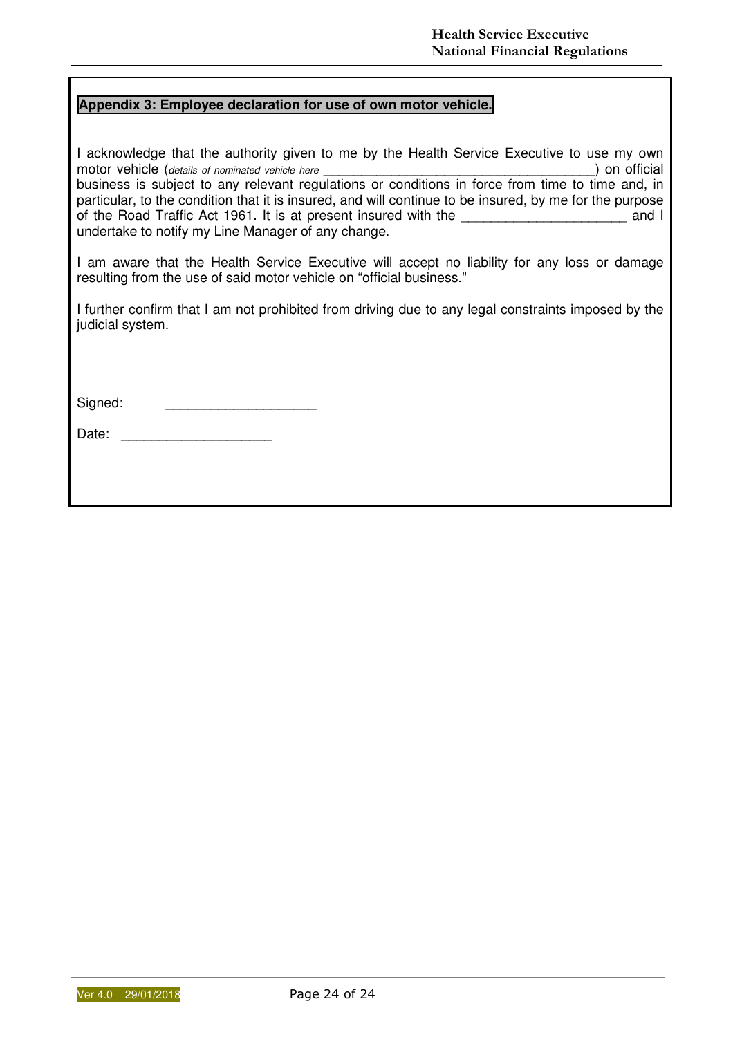**Appendix 3: Employee declaration for use of own motor vehicle.**

I acknowledge that the authority given to me by the Health Service Executive to use my own motor vehicle (*details of nominated vehicle here* ____________________________________) on official business is subject to any relevant regulations or conditions in force from time to time and, in particular, to the condition that it is insured, and will continue to be insured, by me for the purpose of the Road Traffic Act 1961. It is at present insured with the ______________________ and I undertake to notify my Line Manager of any change.

I am aware that the Health Service Executive will accept no liability for any loss or damage resulting from the use of said motor vehicle on "official business."

I further confirm that I am not prohibited from driving due to any legal constraints imposed by the judicial system.

Signed: ____________________

Date: ____________________